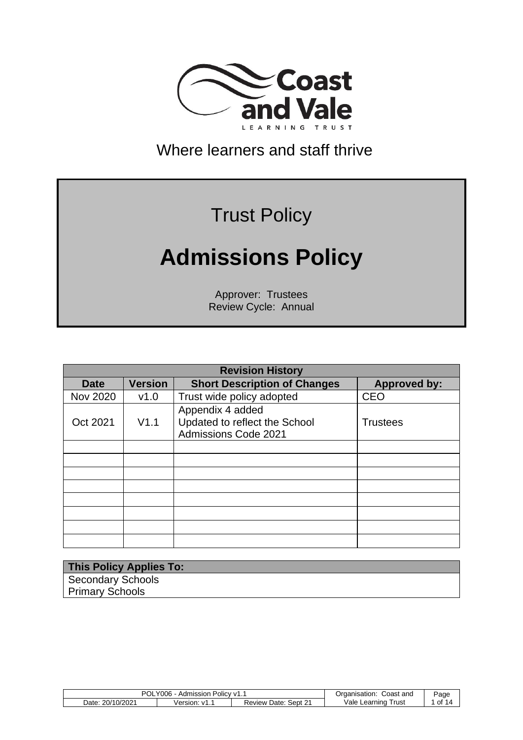Coast and Vale

LEARNING TRUST

Where learners and staff thrive

Trust Policy

# Admissions Policy

Approver: Trustees
Review Cycle: Annual

| Revision History | | | |
|---|---|---|---|
| **Date** | **Version** | **Short Description of Changes** | **Approved by:** |
| Nov 2020 | v1.0 | Trust wide policy adopted | CEO |
| Oct 2021 | V1.1 | Appendix 4 added<br>Updated to reflect the School Admissions Code 2021 | Trustees |
| | | | |
| | | | |
| | | | |
| | | | |
| | | | |
| | | | |
| | | | |
| | | | |

| **This Policy Applies To:** |
|---|
| Secondary Schools<br>Primary Schools |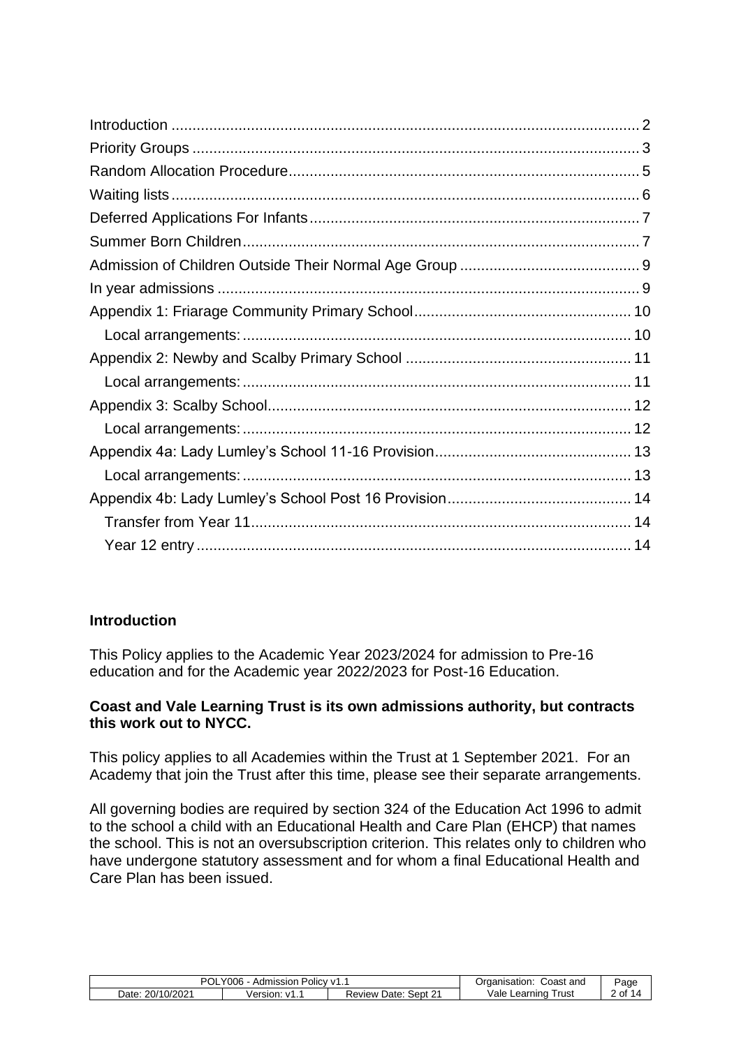Introduction ............................................................................................................ 2
Priority Groups ....................................................................................................... 3
Random Allocation Procedure................................................................................ 5
Waiting lists ............................................................................................................ 6
Deferred Applications For Infants ........................................................................... 7
Summer Born Children ........................................................................................... 7
Admission of Children Outside Their Normal Age Group ........................................ 9
In year admissions .................................................................................................. 9
Appendix 1: Friarage Community Primary School ................................................. 10
  Local arrangements: ........................................................................................... 10
Appendix 2: Newby and Scalby Primary School ................................................... 11
  Local arrangements: ........................................................................................... 11
Appendix 3: Scalby School .................................................................................... 12
  Local arrangements: ........................................................................................... 12
Appendix 4a: Lady Lumley's School 11-16 Provision ............................................. 13
  Local arrangements: ........................................................................................... 13
Appendix 4b: Lady Lumley's School Post 16 Provision .......................................... 14
  Transfer from Year 11 .......................................................................................... 14
  Year 12 entry ....................................................................................................... 14

## Introduction

This Policy applies to the Academic Year 2023/2024 for admission to Pre-16 education and for the Academic year 2022/2023 for Post-16 Education.

**Coast and Vale Learning Trust is its own admissions authority, but contracts this work out to NYCC.**

This policy applies to all Academies within the Trust at 1 September 2021. For an Academy that join the Trust after this time, please see their separate arrangements.

All governing bodies are required by section 324 of the Education Act 1996 to admit to the school a child with an Educational Health and Care Plan (EHCP) that names the school. This is not an oversubscription criterion. This relates only to children who have undergone statutory assessment and for whom a final Educational Health and Care Plan has been issued.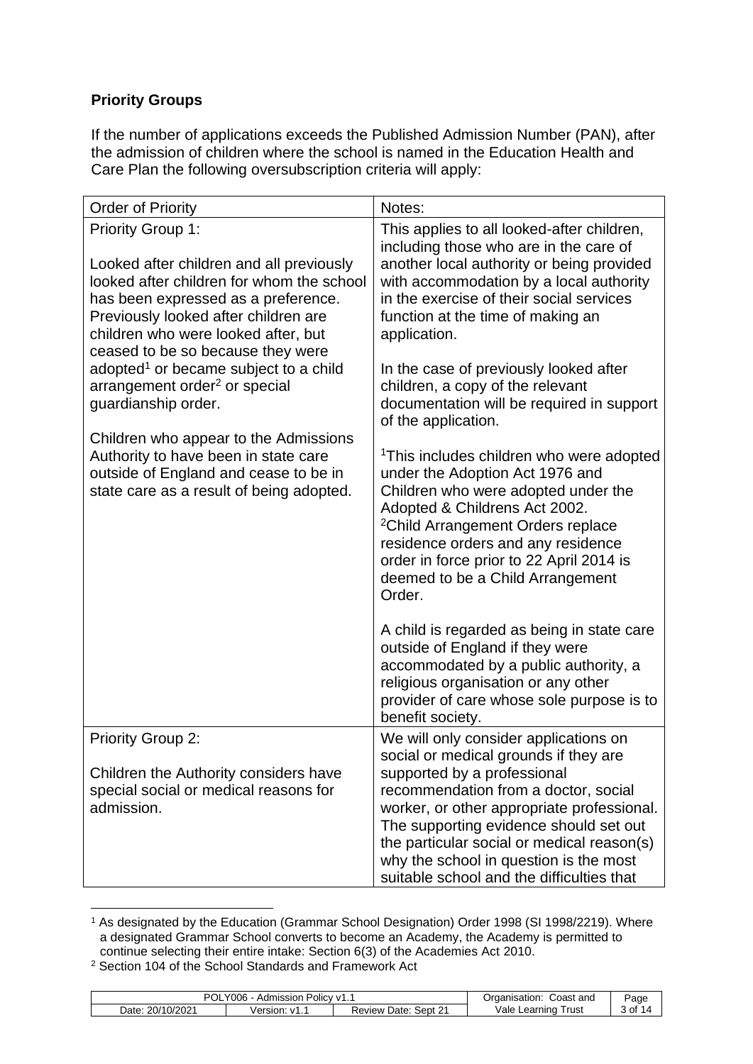**Priority Groups**

If the number of applications exceeds the Published Admission Number (PAN), after the admission of children where the school is named in the Education Health and Care Plan the following oversubscription criteria will apply:

| Order of Priority | Notes: |
|---|---|
| Priority Group 1:<br><br>Looked after children and all previously looked after children for whom the school has been expressed as a preference. Previously looked after children are children who were looked after, but ceased to be so because they were adopted[1] or became subject to a child arrangement order[2] or special guardianship order.<br><br>Children who appear to the Admissions Authority to have been in state care outside of England and cease to be in state care as a result of being adopted. | This applies to all looked-after children, including those who are in the care of another local authority or being provided with accommodation by a local authority in the exercise of their social services function at the time of making an application.<br><br>In the case of previously looked after children, a copy of the relevant documentation will be required in support of the application.<br><br>[1]This includes children who were adopted under the Adoption Act 1976 and Children who were adopted under the Adopted & Childrens Act 2002.<br>[2]Child Arrangement Orders replace residence orders and any residence order in force prior to 22 April 2014 is deemed to be a Child Arrangement Order.<br><br>A child is regarded as being in state care outside of England if they were accommodated by a public authority, a religious organisation or any other provider of care whose sole purpose is to benefit society. |
| Priority Group 2:<br><br>Children the Authority considers have special social or medical reasons for admission. | We will only consider applications on social or medical grounds if they are supported by a professional recommendation from a doctor, social worker, or other appropriate professional. The supporting evidence should set out the particular social or medical reason(s) why the school in question is the most suitable school and the difficulties that |

[1] As designated by the Education (Grammar School Designation) Order 1998 (SI 1998/2219). Where a designated Grammar School converts to become an Academy, the Academy is permitted to continue selecting their entire intake: Section 6(3) of the Academies Act 2010.

[2] Section 104 of the School Standards and Framework Act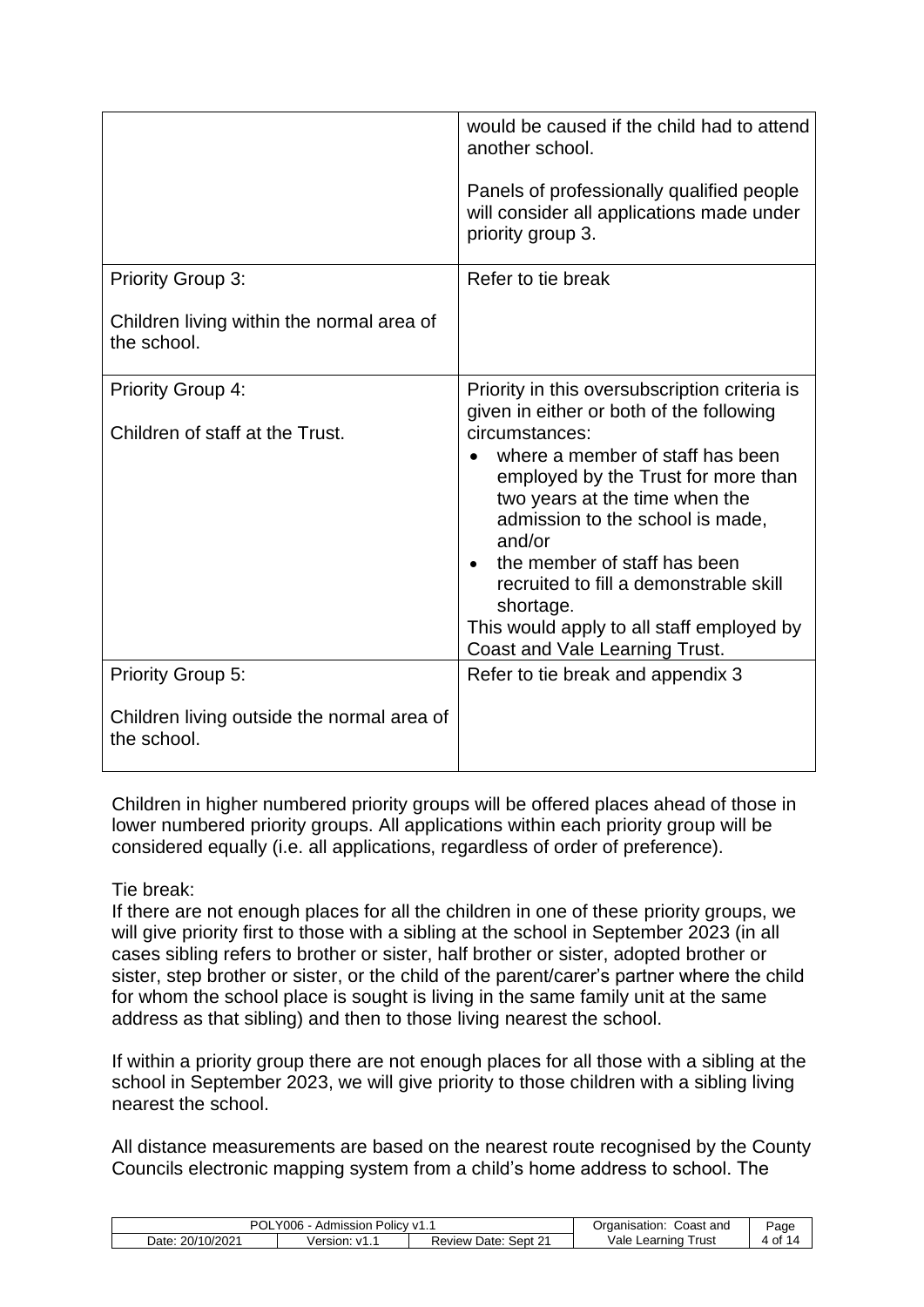| | |
|---|---|
| | would be caused if the child had to attend another school.<br><br>Panels of professionally qualified people will consider all applications made under priority group 3. |
| Priority Group 3:<br><br>Children living within the normal area of the school. | Refer to tie break |
| Priority Group 4:<br><br>Children of staff at the Trust. | Priority in this oversubscription criteria is given in either or both of the following circumstances:<br>• where a member of staff has been employed by the Trust for more than two years at the time when the admission to the school is made, and/or<br>• the member of staff has been recruited to fill a demonstrable skill shortage.<br>This would apply to all staff employed by Coast and Vale Learning Trust. |
| Priority Group 5:<br><br>Children living outside the normal area of the school. | Refer to tie break and appendix 3 |

Children in higher numbered priority groups will be offered places ahead of those in lower numbered priority groups. All applications within each priority group will be considered equally (i.e. all applications, regardless of order of preference).

Tie break:
If there are not enough places for all the children in one of these priority groups, we will give priority first to those with a sibling at the school in September 2023 (in all cases sibling refers to brother or sister, half brother or sister, adopted brother or sister, step brother or sister, or the child of the parent/carer's partner where the child for whom the school place is sought is living in the same family unit at the same address as that sibling) and then to those living nearest the school.

If within a priority group there are not enough places for all those with a sibling at the school in September 2023, we will give priority to those children with a sibling living nearest the school.

All distance measurements are based on the nearest route recognised by the County Councils electronic mapping system from a child's home address to school. The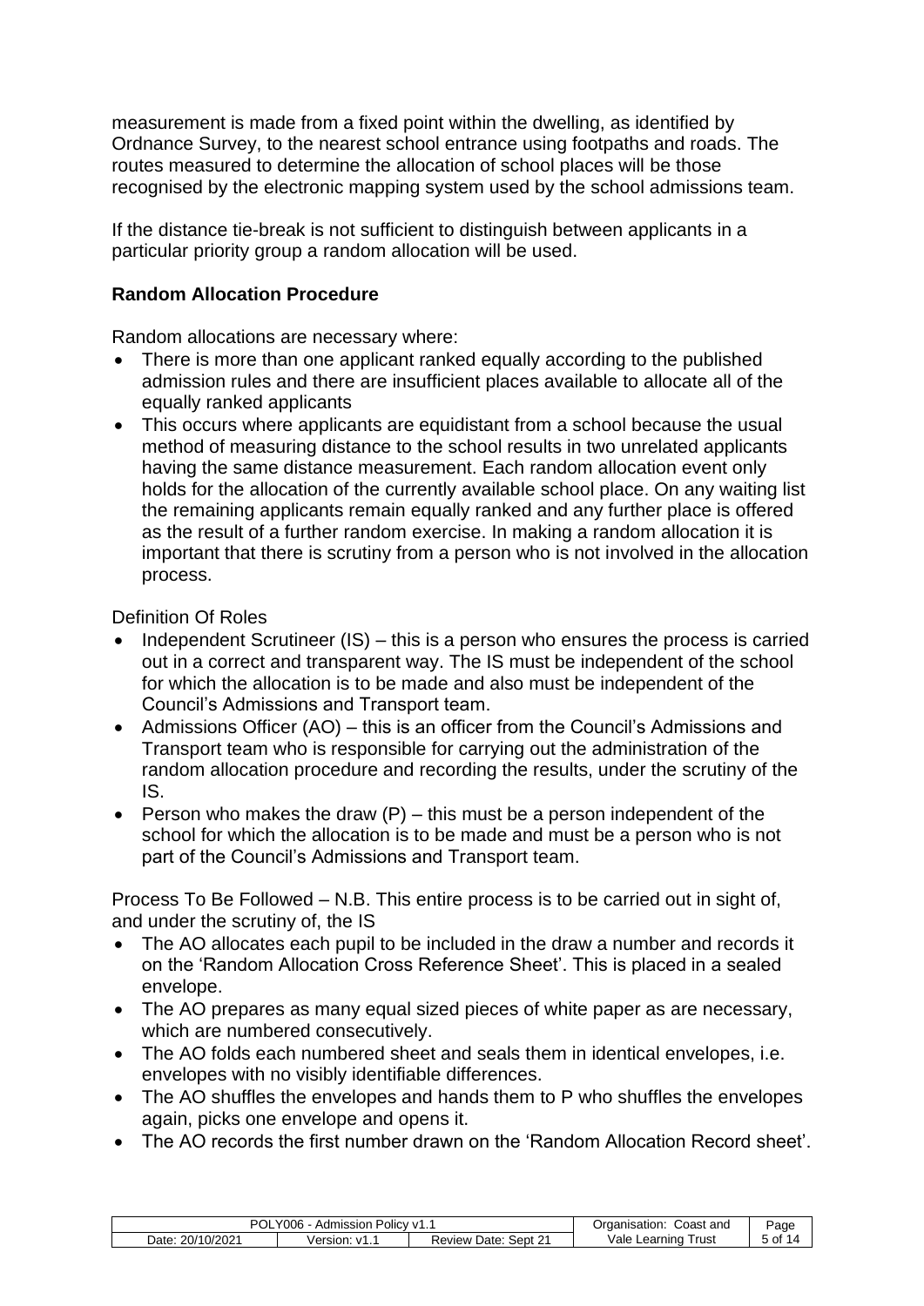measurement is made from a fixed point within the dwelling, as identified by Ordnance Survey, to the nearest school entrance using footpaths and roads. The routes measured to determine the allocation of school places will be those recognised by the electronic mapping system used by the school admissions team.

If the distance tie-break is not sufficient to distinguish between applicants in a particular priority group a random allocation will be used.

**Random Allocation Procedure**

Random allocations are necessary where:

- There is more than one applicant ranked equally according to the published admission rules and there are insufficient places available to allocate all of the equally ranked applicants
- This occurs where applicants are equidistant from a school because the usual method of measuring distance to the school results in two unrelated applicants having the same distance measurement. Each random allocation event only holds for the allocation of the currently available school place. On any waiting list the remaining applicants remain equally ranked and any further place is offered as the result of a further random exercise. In making a random allocation it is important that there is scrutiny from a person who is not involved in the allocation process.

Definition Of Roles

- Independent Scrutineer (IS) – this is a person who ensures the process is carried out in a correct and transparent way. The IS must be independent of the school for which the allocation is to be made and also must be independent of the Council's Admissions and Transport team.
- Admissions Officer (AO) – this is an officer from the Council's Admissions and Transport team who is responsible for carrying out the administration of the random allocation procedure and recording the results, under the scrutiny of the IS.
- Person who makes the draw (P) – this must be a person independent of the school for which the allocation is to be made and must be a person who is not part of the Council's Admissions and Transport team.

Process To Be Followed – N.B. This entire process is to be carried out in sight of, and under the scrutiny of, the IS

- The AO allocates each pupil to be included in the draw a number and records it on the 'Random Allocation Cross Reference Sheet'. This is placed in a sealed envelope.
- The AO prepares as many equal sized pieces of white paper as are necessary, which are numbered consecutively.
- The AO folds each numbered sheet and seals them in identical envelopes, i.e. envelopes with no visibly identifiable differences.
- The AO shuffles the envelopes and hands them to P who shuffles the envelopes again, picks one envelope and opens it.
- The AO records the first number drawn on the 'Random Allocation Record sheet'.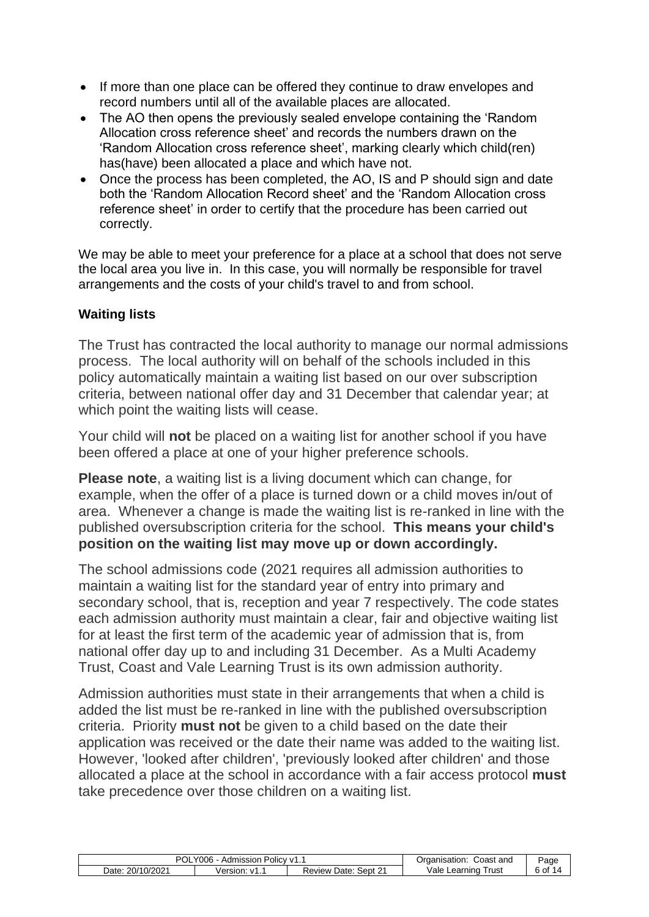- If more than one place can be offered they continue to draw envelopes and record numbers until all of the available places are allocated.
- The AO then opens the previously sealed envelope containing the 'Random Allocation cross reference sheet' and records the numbers drawn on the 'Random Allocation cross reference sheet', marking clearly which child(ren) has(have) been allocated a place and which have not.
- Once the process has been completed, the AO, IS and P should sign and date both the 'Random Allocation Record sheet' and the 'Random Allocation cross reference sheet' in order to certify that the procedure has been carried out correctly.

We may be able to meet your preference for a place at a school that does not serve the local area you live in. In this case, you will normally be responsible for travel arrangements and the costs of your child's travel to and from school.

**Waiting lists**

The Trust has contracted the local authority to manage our normal admissions process. The local authority will on behalf of the schools included in this policy automatically maintain a waiting list based on our over subscription criteria, between national offer day and 31 December that calendar year; at which point the waiting lists will cease.

Your child will **not** be placed on a waiting list for another school if you have been offered a place at one of your higher preference schools.

**Please note**, a waiting list is a living document which can change, for example, when the offer of a place is turned down or a child moves in/out of area. Whenever a change is made the waiting list is re-ranked in line with the published oversubscription criteria for the school. **This means your child's position on the waiting list may move up or down accordingly.**

The school admissions code (2021 requires all admission authorities to maintain a waiting list for the standard year of entry into primary and secondary school, that is, reception and year 7 respectively. The code states each admission authority must maintain a clear, fair and objective waiting list for at least the first term of the academic year of admission that is, from national offer day up to and including 31 December. As a Multi Academy Trust, Coast and Vale Learning Trust is its own admission authority.

Admission authorities must state in their arrangements that when a child is added the list must be re-ranked in line with the published oversubscription criteria. Priority **must not** be given to a child based on the date their application was received or the date their name was added to the waiting list. However, 'looked after children', 'previously looked after children' and those allocated a place at the school in accordance with a fair access protocol **must** take precedence over those children on a waiting list.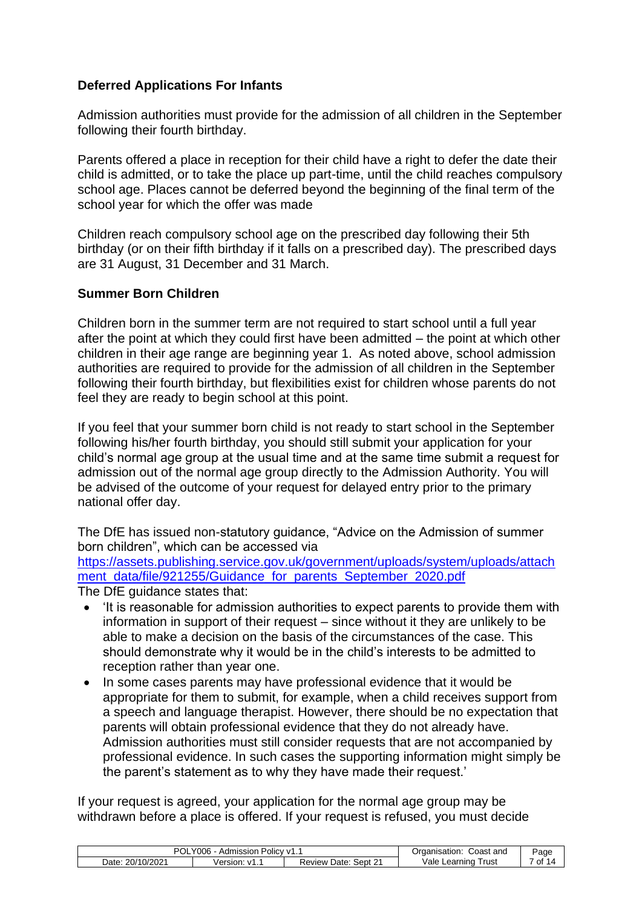## Deferred Applications For Infants

Admission authorities must provide for the admission of all children in the September following their fourth birthday.

Parents offered a place in reception for their child have a right to defer the date their child is admitted, or to take the place up part-time, until the child reaches compulsory school age. Places cannot be deferred beyond the beginning of the final term of the school year for which the offer was made

Children reach compulsory school age on the prescribed day following their 5th birthday (or on their fifth birthday if it falls on a prescribed day). The prescribed days are 31 August, 31 December and 31 March.

## Summer Born Children

Children born in the summer term are not required to start school until a full year after the point at which they could first have been admitted – the point at which other children in their age range are beginning year 1. As noted above, school admission authorities are required to provide for the admission of all children in the September following their fourth birthday, but flexibilities exist for children whose parents do not feel they are ready to begin school at this point.

If you feel that your summer born child is not ready to start school in the September following his/her fourth birthday, you should still submit your application for your child's normal age group at the usual time and at the same time submit a request for admission out of the normal age group directly to the Admission Authority. You will be advised of the outcome of your request for delayed entry prior to the primary national offer day.

The DfE has issued non-statutory guidance, "Advice on the Admission of summer born children", which can be accessed via https://assets.publishing.service.gov.uk/government/uploads/system/uploads/attachment_data/file/921255/Guidance_for_parents_September_2020.pdf
The DfE guidance states that:

- 'It is reasonable for admission authorities to expect parents to provide them with information in support of their request – since without it they are unlikely to be able to make a decision on the basis of the circumstances of the case. This should demonstrate why it would be in the child's interests to be admitted to reception rather than year one.
- In some cases parents may have professional evidence that it would be appropriate for them to submit, for example, when a child receives support from a speech and language therapist. However, there should be no expectation that parents will obtain professional evidence that they do not already have. Admission authorities must still consider requests that are not accompanied by professional evidence. In such cases the supporting information might simply be the parent's statement as to why they have made their request.'

If your request is agreed, your application for the normal age group may be withdrawn before a place is offered. If your request is refused, you must decide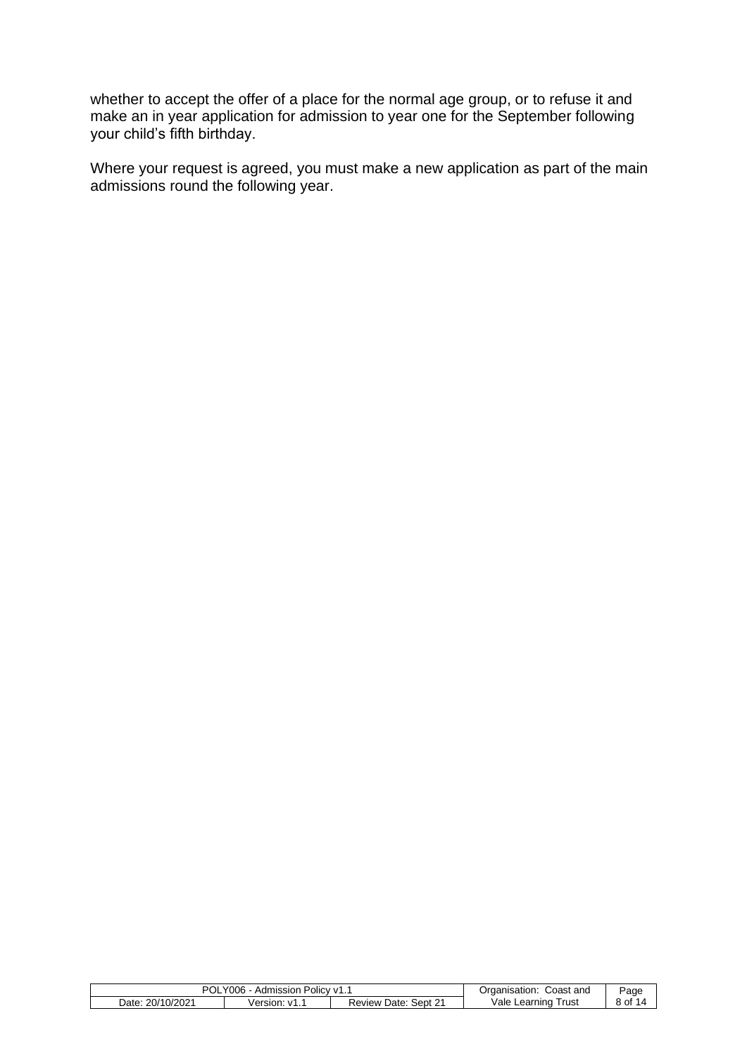whether to accept the offer of a place for the normal age group, or to refuse it and make an in year application for admission to year one for the September following your child's fifth birthday.

Where your request is agreed, you must make a new application as part of the main admissions round the following year.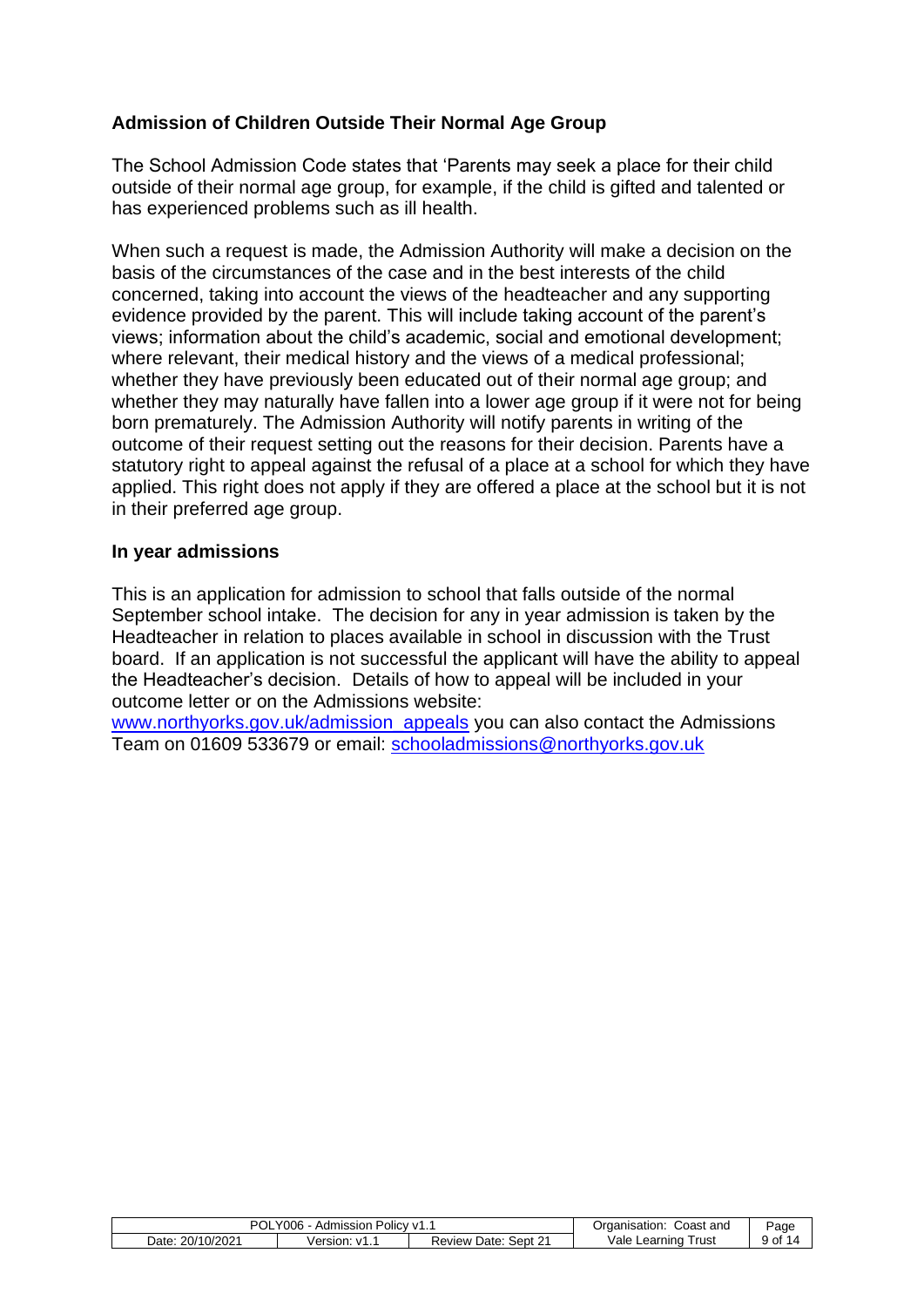**Admission of Children Outside Their Normal Age Group**

The School Admission Code states that 'Parents may seek a place for their child outside of their normal age group, for example, if the child is gifted and talented or has experienced problems such as ill health.

When such a request is made, the Admission Authority will make a decision on the basis of the circumstances of the case and in the best interests of the child concerned, taking into account the views of the headteacher and any supporting evidence provided by the parent. This will include taking account of the parent's views; information about the child's academic, social and emotional development; where relevant, their medical history and the views of a medical professional; whether they have previously been educated out of their normal age group; and whether they may naturally have fallen into a lower age group if it were not for being born prematurely. The Admission Authority will notify parents in writing of the outcome of their request setting out the reasons for their decision. Parents have a statutory right to appeal against the refusal of a place at a school for which they have applied. This right does not apply if they are offered a place at the school but it is not in their preferred age group.

**In year admissions**

This is an application for admission to school that falls outside of the normal September school intake. The decision for any in year admission is taken by the Headteacher in relation to places available in school in discussion with the Trust board. If an application is not successful the applicant will have the ability to appeal the Headteacher's decision. Details of how to appeal will be included in your outcome letter or on the Admissions website: www.northyorks.gov.uk/admission_appeals you can also contact the Admissions Team on 01609 533679 or email: schooladmissions@northyorks.gov.uk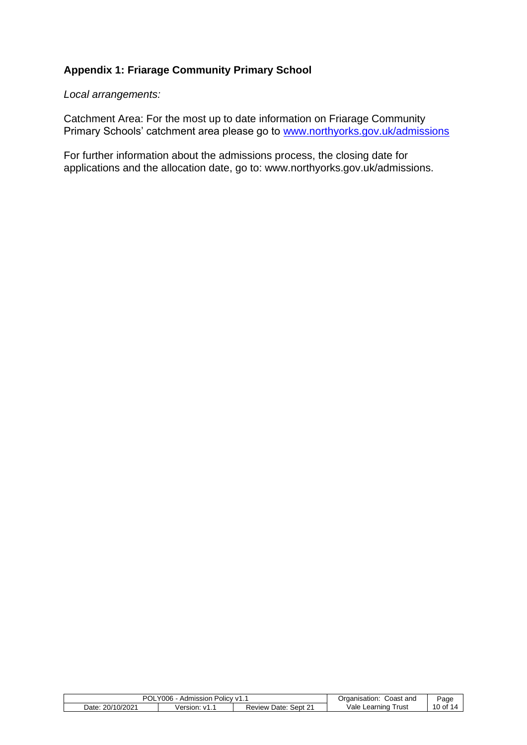## Appendix 1: Friarage Community Primary School

*Local arrangements:*

Catchment Area: For the most up to date information on Friarage Community Primary Schools' catchment area please go to www.northyorks.gov.uk/admissions

For further information about the admissions process, the closing date for applications and the allocation date, go to: www.northyorks.gov.uk/admissions.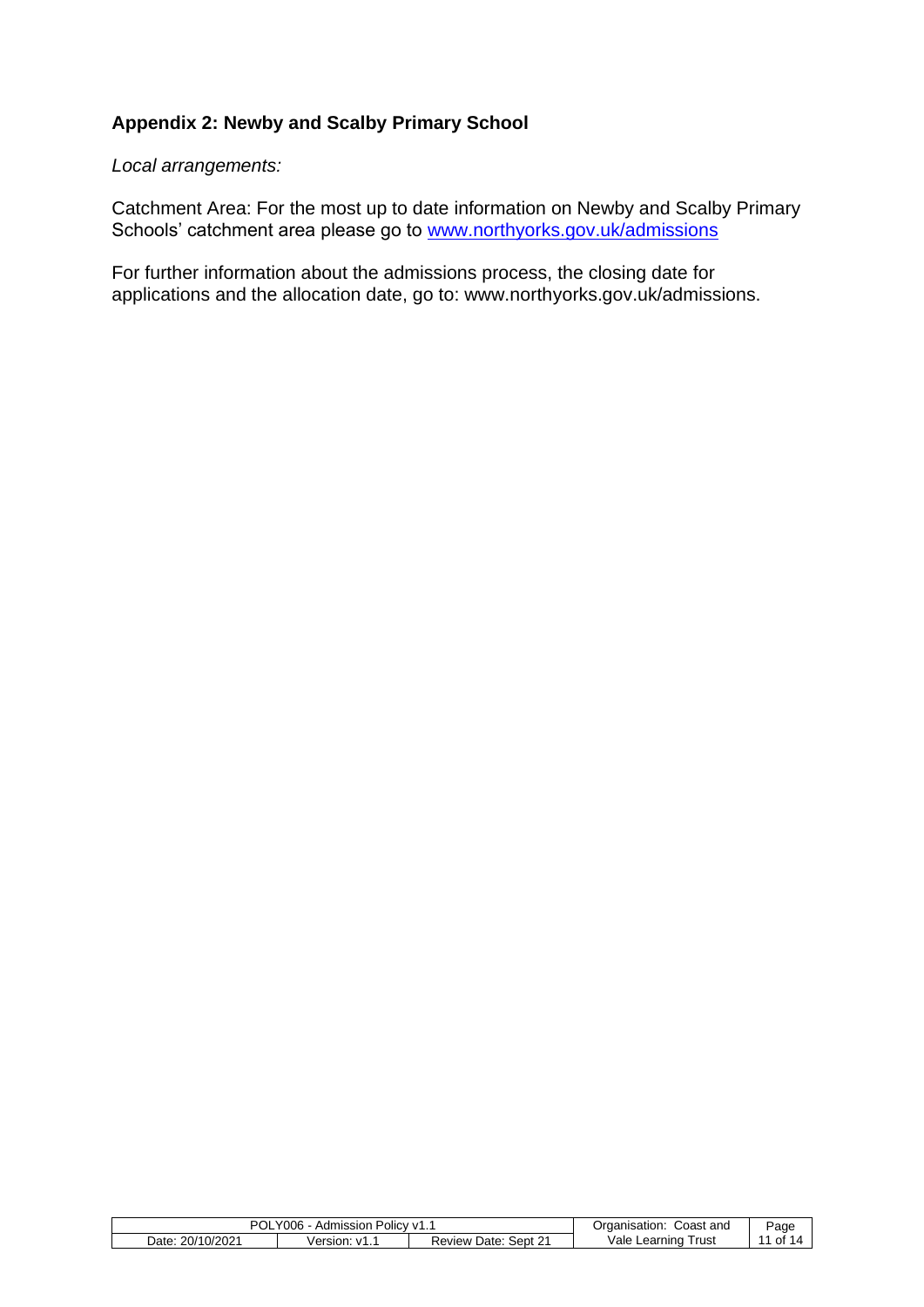## Appendix 2: Newby and Scalby Primary School

*Local arrangements:*

Catchment Area: For the most up to date information on Newby and Scalby Primary Schools' catchment area please go to [www.northyorks.gov.uk/admissions](http://www.northyorks.gov.uk/admissions)

For further information about the admissions process, the closing date for applications and the allocation date, go to: www.northyorks.gov.uk/admissions.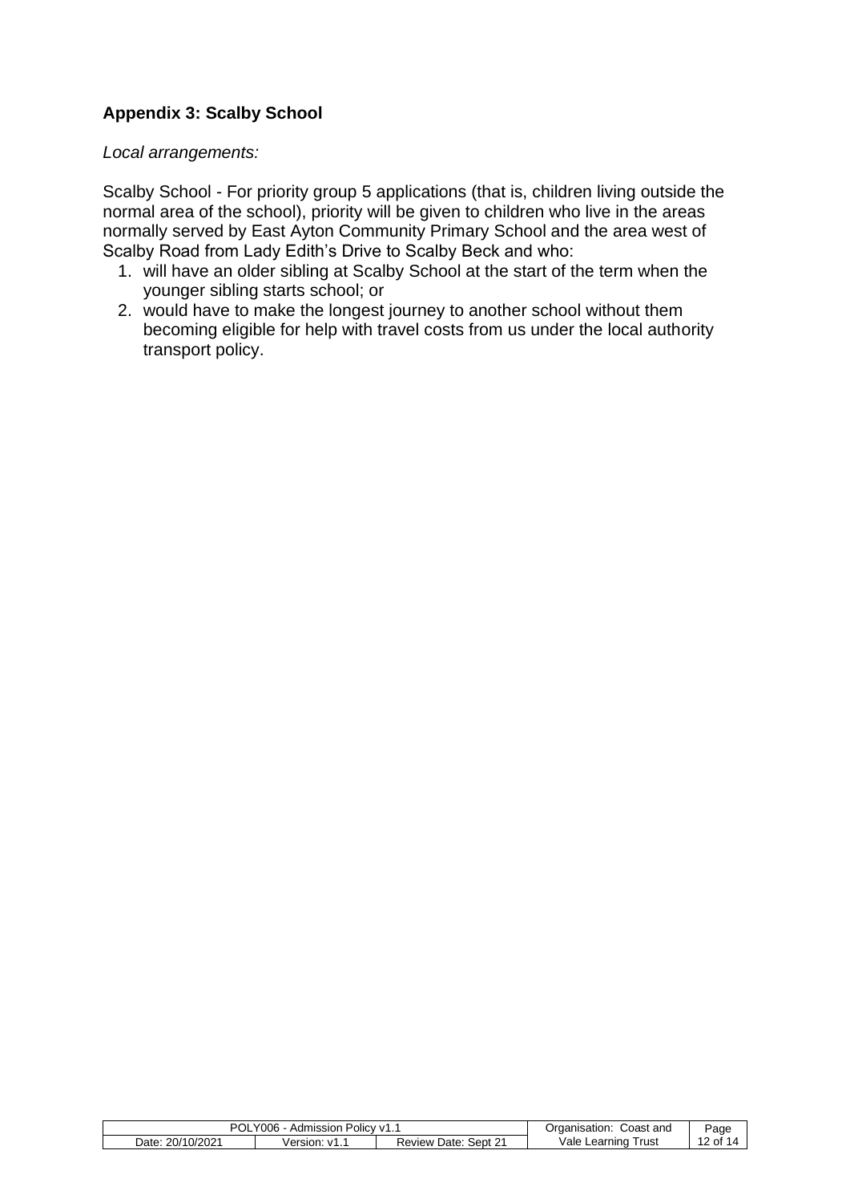## Appendix 3: Scalby School

*Local arrangements:*

Scalby School - For priority group 5 applications (that is, children living outside the normal area of the school), priority will be given to children who live in the areas normally served by East Ayton Community Primary School and the area west of Scalby Road from Lady Edith's Drive to Scalby Beck and who:

1. will have an older sibling at Scalby School at the start of the term when the younger sibling starts school; or
2. would have to make the longest journey to another school without them becoming eligible for help with travel costs from us under the local authority transport policy.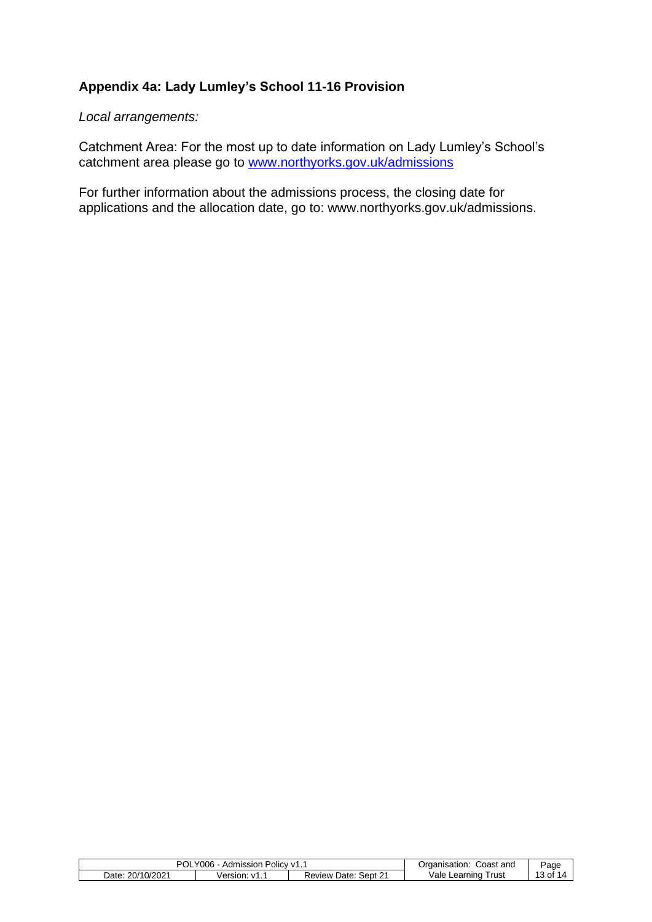## Appendix 4a: Lady Lumley's School 11-16 Provision

*Local arrangements:*

Catchment Area: For the most up to date information on Lady Lumley's School's catchment area please go to [www.northyorks.gov.uk/admissions](http://www.northyorks.gov.uk/admissions)

For further information about the admissions process, the closing date for applications and the allocation date, go to: www.northyorks.gov.uk/admissions.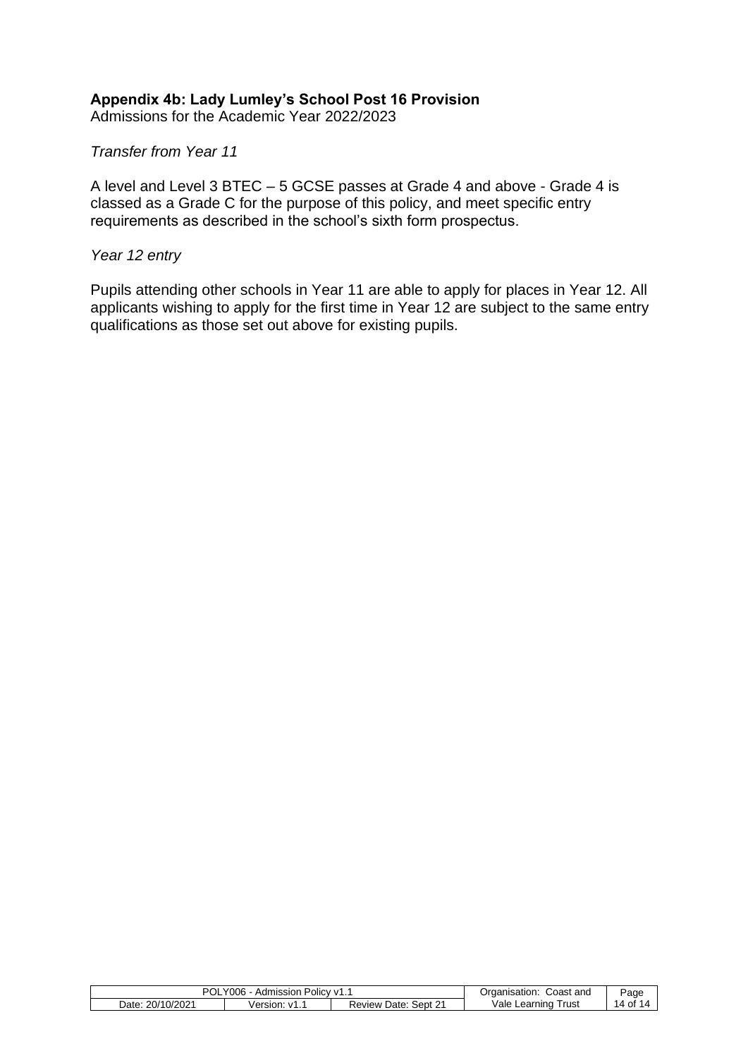**Appendix 4b: Lady Lumley's School Post 16 Provision**

Admissions for the Academic Year 2022/2023

*Transfer from Year 11*

A level and Level 3 BTEC – 5 GCSE passes at Grade 4 and above - Grade 4 is classed as a Grade C for the purpose of this policy, and meet specific entry requirements as described in the school's sixth form prospectus.

*Year 12 entry*

Pupils attending other schools in Year 11 are able to apply for places in Year 12. All applicants wishing to apply for the first time in Year 12 are subject to the same entry qualifications as those set out above for existing pupils.